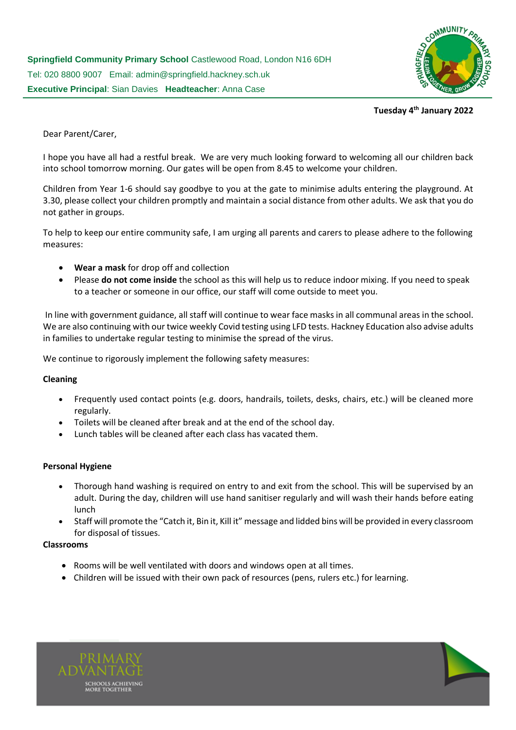**Springfield Community Primary School** Castlewood Road, London N16 6DH
Tel: 020 8800 9007 Email: admin@springfield.hackney.sch.uk
**Executive Principal**: Sian Davies **Headteacher**: Anna Case

**Tuesday 4th January 2022**

Dear Parent/Carer,

I hope you have all had a restful break. We are very much looking forward to welcoming all our children back into school tomorrow morning. Our gates will be open from 8.45 to welcome your children.

Children from Year 1-6 should say goodbye to you at the gate to minimise adults entering the playground. At 3.30, please collect your children promptly and maintain a social distance from other adults. We ask that you do not gather in groups.

To help to keep our entire community safe, I am urging all parents and carers to please adhere to the following measures:

- **Wear a mask** for drop off and collection
- Please **do not come inside** the school as this will help us to reduce indoor mixing. If you need to speak to a teacher or someone in our office, our staff will come outside to meet you.

In line with government guidance, all staff will continue to wear face masks in all communal areas in the school. We are also continuing with our twice weekly Covid testing using LFD tests. Hackney Education also advise adults in families to undertake regular testing to minimise the spread of the virus.

We continue to rigorously implement the following safety measures:

**Cleaning**

- Frequently used contact points (e.g. doors, handrails, toilets, desks, chairs, etc.) will be cleaned more regularly.
- Toilets will be cleaned after break and at the end of the school day.
- Lunch tables will be cleaned after each class has vacated them.

**Personal Hygiene**

- Thorough hand washing is required on entry to and exit from the school. This will be supervised by an adult. During the day, children will use hand sanitiser regularly and will wash their hands before eating lunch
- Staff will promote the "Catch it, Bin it, Kill it" message and lidded bins will be provided in every classroom for disposal of tissues.

**Classrooms**

- Rooms will be well ventilated with doors and windows open at all times.
- Children will be issued with their own pack of resources (pens, rulers etc.) for learning.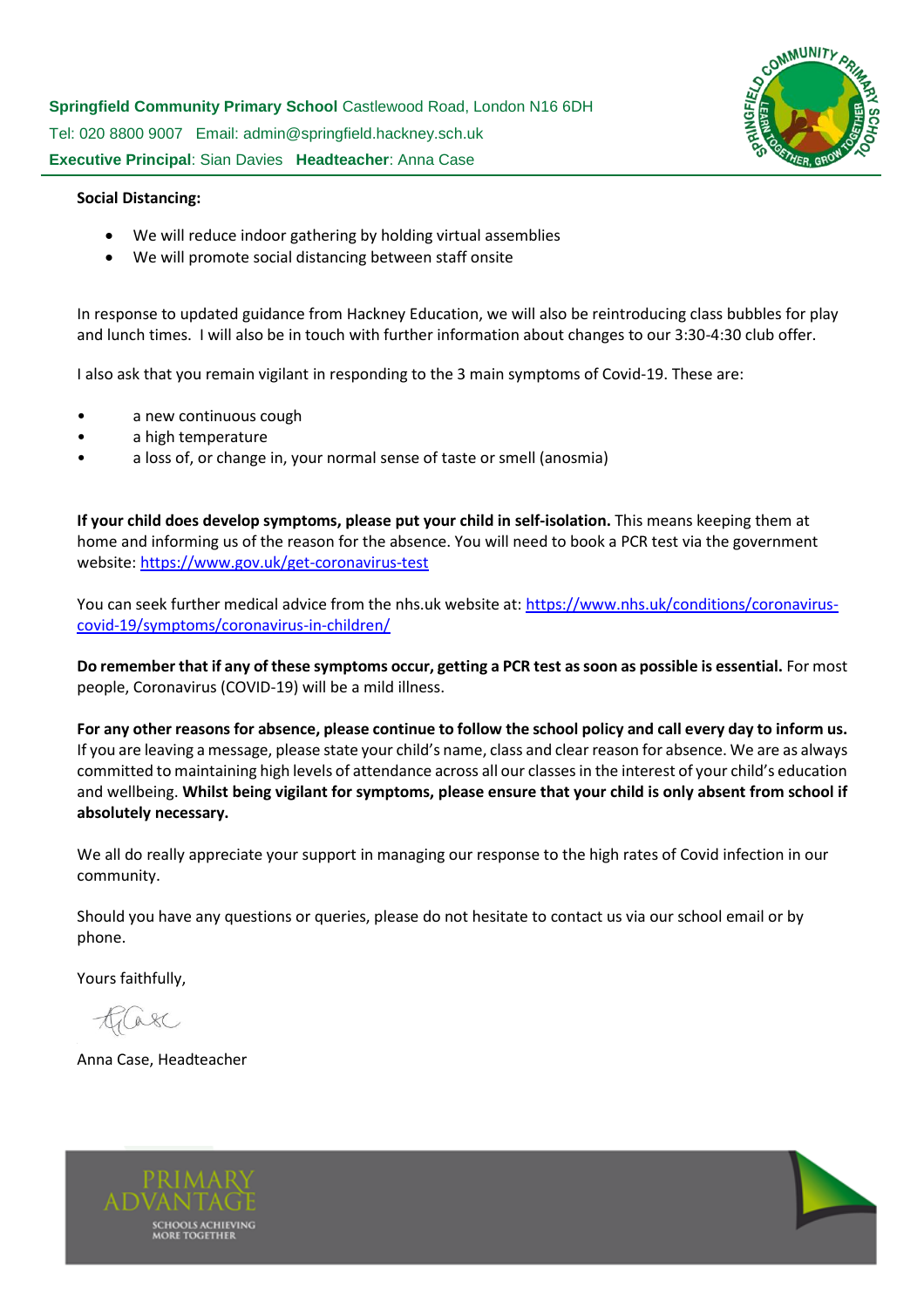Springfield Community Primary School Castlewood Road, London N16 6DH
Tel: 020 8800 9007 Email: admin@springfield.hackney.sch.uk
**Executive Principal**: Sian Davies **Headteacher**: Anna Case

**Social Distancing:**

- We will reduce indoor gathering by holding virtual assemblies
- We will promote social distancing between staff onsite

In response to updated guidance from Hackney Education, we will also be reintroducing class bubbles for play and lunch times. I will also be in touch with further information about changes to our 3:30-4:30 club offer.

I also ask that you remain vigilant in responding to the 3 main symptoms of Covid-19. These are:

- a new continuous cough
- a high temperature
- a loss of, or change in, your normal sense of taste or smell (anosmia)

**If your child does develop symptoms, please put your child in self-isolation.** This means keeping them at home and informing us of the reason for the absence. You will need to book a PCR test via the government website: https://www.gov.uk/get-coronavirus-test

You can seek further medical advice from the nhs.uk website at: https://www.nhs.uk/conditions/coronavirus-covid-19/symptoms/coronavirus-in-children/

**Do remember that if any of these symptoms occur, getting a PCR test as soon as possible is essential.** For most people, Coronavirus (COVID-19) will be a mild illness.

**For any other reasons for absence, please continue to follow the school policy and call every day to inform us.** If you are leaving a message, please state your child's name, class and clear reason for absence. We are as always committed to maintaining high levels of attendance across all our classes in the interest of your child's education and wellbeing. **Whilst being vigilant for symptoms, please ensure that your child is only absent from school if absolutely necessary.**

We all do really appreciate your support in managing our response to the high rates of Covid infection in our community.

Should you have any questions or queries, please do not hesitate to contact us via our school email or by phone.

Yours faithfully,

Anna Case, Headteacher

PRIMARY ADVANTAGE
SCHOOLS ACHIEVING MORE TOGETHER